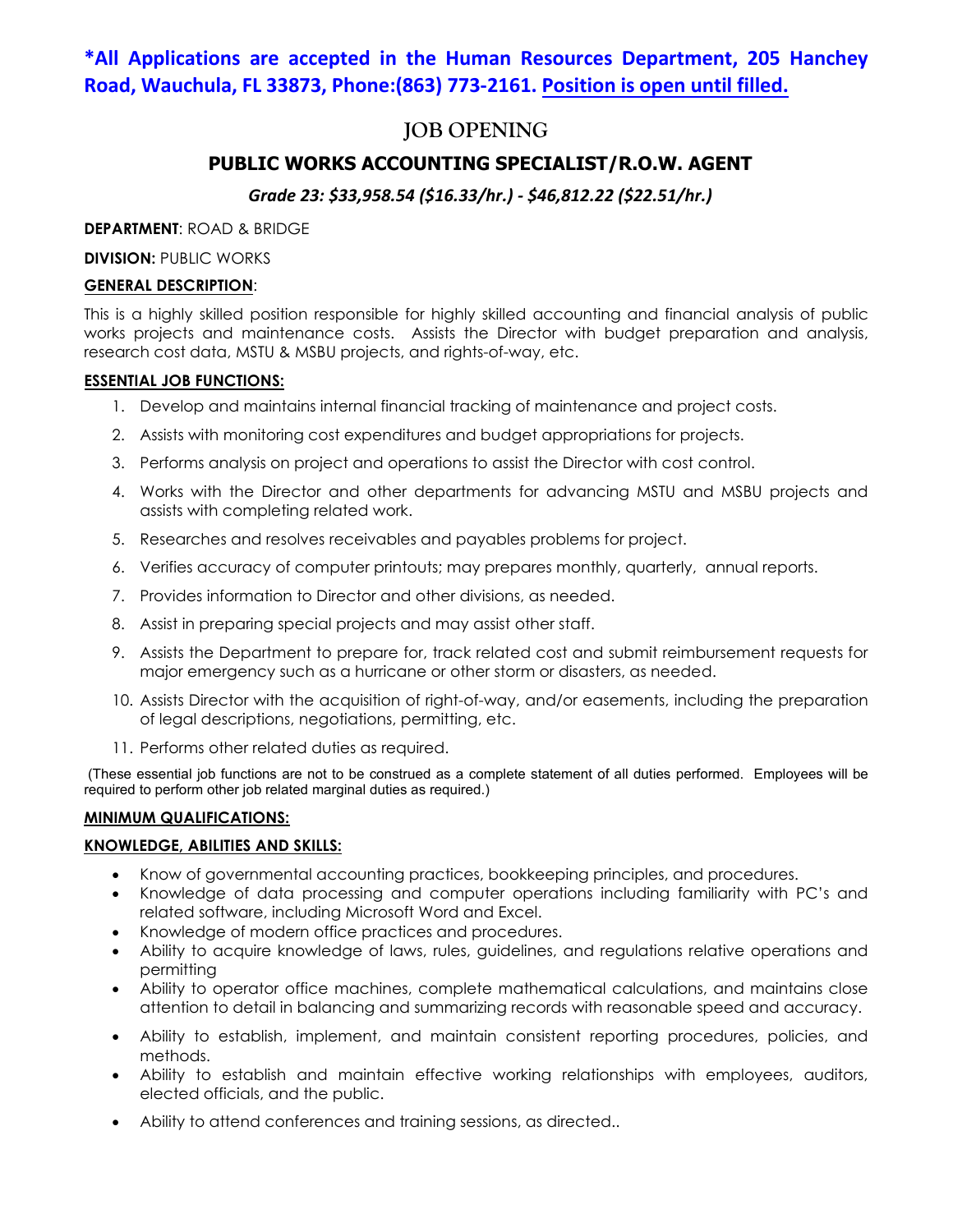**\*All Applications are accepted in the Human Resources Department, 205 Hanchey Road, Wauchula, FL 33873, Phone:(863) 773-2161. Position is open until filled.**

# JOB OPENING

## PUBLIC WORKS ACCOUNTING SPECIALIST/R.O.W. AGENT

***Grade 23: $33,958.54 ($16.33/hr.) - $46,812.22 ($22.51/hr.)***

**DEPARTMENT**: ROAD & BRIDGE

**DIVISION:** PUBLIC WORKS

**GENERAL DESCRIPTION**:

This is a highly skilled position responsible for highly skilled accounting and financial analysis of public works projects and maintenance costs. Assists the Director with budget preparation and analysis, research cost data, MSTU & MSBU projects, and rights-of-way, etc.

**ESSENTIAL JOB FUNCTIONS:**

1. Develop and maintains internal financial tracking of maintenance and project costs.
2. Assists with monitoring cost expenditures and budget appropriations for projects.
3. Performs analysis on project and operations to assist the Director with cost control.
4. Works with the Director and other departments for advancing MSTU and MSBU projects and assists with completing related work.
5. Researches and resolves receivables and payables problems for project.
6. Verifies accuracy of computer printouts; may prepares monthly, quarterly, annual reports.
7. Provides information to Director and other divisions, as needed.
8. Assist in preparing special projects and may assist other staff.
9. Assists the Department to prepare for, track related cost and submit reimbursement requests for major emergency such as a hurricane or other storm or disasters, as needed.
10. Assists Director with the acquisition of right-of-way, and/or easements, including the preparation of legal descriptions, negotiations, permitting, etc.
11. Performs other related duties as required.

(These essential job functions are not to be construed as a complete statement of all duties performed. Employees will be required to perform other job related marginal duties as required.)

**MINIMUM QUALIFICATIONS:**

**KNOWLEDGE, ABILITIES AND SKILLS:**

- Know of governmental accounting practices, bookkeeping principles, and procedures.
- Knowledge of data processing and computer operations including familiarity with PC's and related software, including Microsoft Word and Excel.
- Knowledge of modern office practices and procedures.
- Ability to acquire knowledge of laws, rules, guidelines, and regulations relative operations and permitting
- Ability to operator office machines, complete mathematical calculations, and maintains close attention to detail in balancing and summarizing records with reasonable speed and accuracy.
- Ability to establish, implement, and maintain consistent reporting procedures, policies, and methods.
- Ability to establish and maintain effective working relationships with employees, auditors, elected officials, and the public.
- Ability to attend conferences and training sessions, as directed..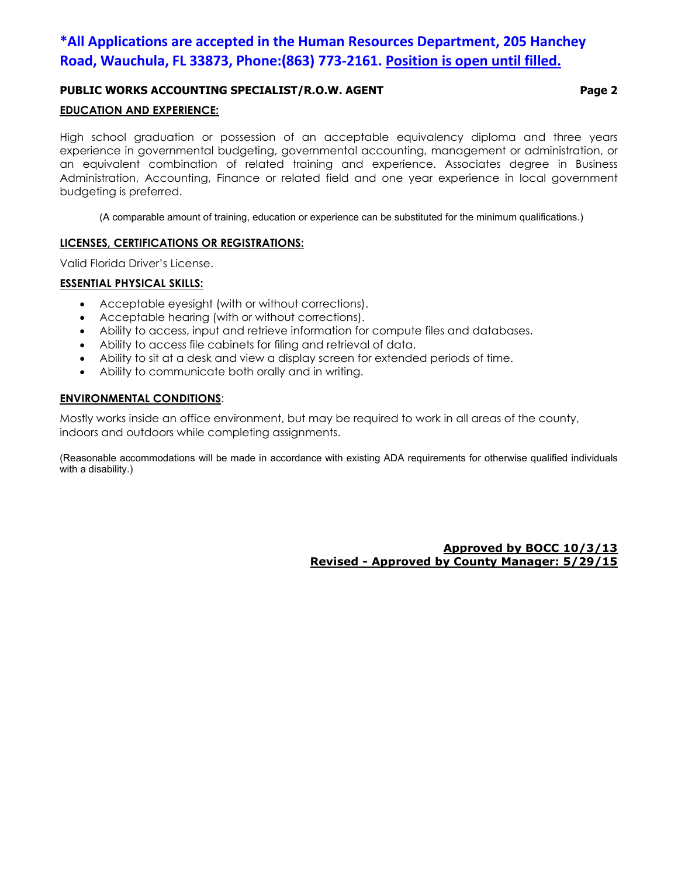**\*All Applications are accepted in the Human Resources Department, 205 Hanchey Road, Wauchula, FL 33873, Phone:(863) 773-2161. Position is open until filled.**

**PUBLIC WORKS ACCOUNTING SPECIALIST/R.O.W. AGENT**

**EDUCATION AND EXPERIENCE:**

High school graduation or possession of an acceptable equivalency diploma and three years experience in governmental budgeting, governmental accounting, management or administration, or an equivalent combination of related training and experience. Associates degree in Business Administration, Accounting, Finance or related field and one year experience in local government budgeting is preferred.

(A comparable amount of training, education or experience can be substituted for the minimum qualifications.)

**LICENSES, CERTIFICATIONS OR REGISTRATIONS:**

Valid Florida Driver's License.

**ESSENTIAL PHYSICAL SKILLS:**

- Acceptable eyesight (with or without corrections).
- Acceptable hearing (with or without corrections).
- Ability to access, input and retrieve information for compute files and databases.
- Ability to access file cabinets for filing and retrieval of data.
- Ability to sit at a desk and view a display screen for extended periods of time.
- Ability to communicate both orally and in writing.

**ENVIRONMENTAL CONDITIONS**:

Mostly works inside an office environment, but may be required to work in all areas of the county, indoors and outdoors while completing assignments.

(Reasonable accommodations will be made in accordance with existing ADA requirements for otherwise qualified individuals with a disability.)

**Approved by BOCC 10/3/13**
**Revised - Approved by County Manager: 5/29/15**